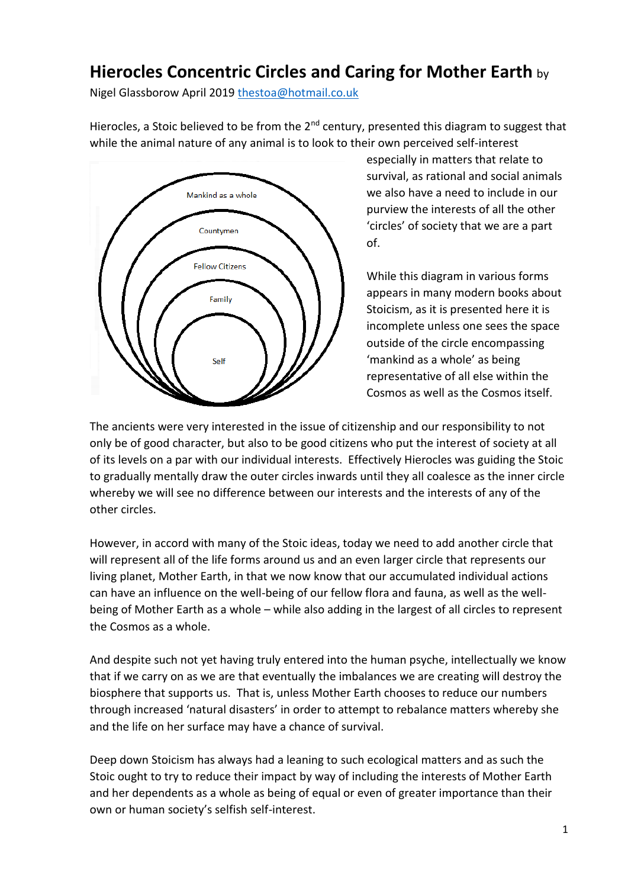# Hierocles Concentric Circles and Caring for Mother Earth by

Nigel Glassborow April 2019 thestoa@hotmail.co.uk

Hierocles, a Stoic believed to be from the 2nd century, presented this diagram to suggest that while the animal nature of any animal is to look to their own perceived self-interest especially in matters that relate to survival, as rational and social animals we also have a need to include in our purview the interests of all the other 'circles' of society that we are a part of.

While this diagram in various forms appears in many modern books about Stoicism, as it is presented here it is incomplete unless one sees the space outside of the circle encompassing 'mankind as a whole' as being representative of all else within the Cosmos as well as the Cosmos itself.

The ancients were very interested in the issue of citizenship and our responsibility to not only be of good character, but also to be good citizens who put the interest of society at all of its levels on a par with our individual interests. Effectively Hierocles was guiding the Stoic to gradually mentally draw the outer circles inwards until they all coalesce as the inner circle whereby we will see no difference between our interests and the interests of any of the other circles.

However, in accord with many of the Stoic ideas, today we need to add another circle that will represent all of the life forms around us and an even larger circle that represents our living planet, Mother Earth, in that we now know that our accumulated individual actions can have an influence on the well-being of our fellow flora and fauna, as well as the well-being of Mother Earth as a whole – while also adding in the largest of all circles to represent the Cosmos as a whole.

And despite such not yet having truly entered into the human psyche, intellectually we know that if we carry on as we are that eventually the imbalances we are creating will destroy the biosphere that supports us. That is, unless Mother Earth chooses to reduce our numbers through increased 'natural disasters' in order to attempt to rebalance matters whereby she and the life on her surface may have a chance of survival.

Deep down Stoicism has always had a leaning to such ecological matters and as such the Stoic ought to try to reduce their impact by way of including the interests of Mother Earth and her dependents as a whole as being of equal or even of greater importance than their own or human society's selfish self-interest.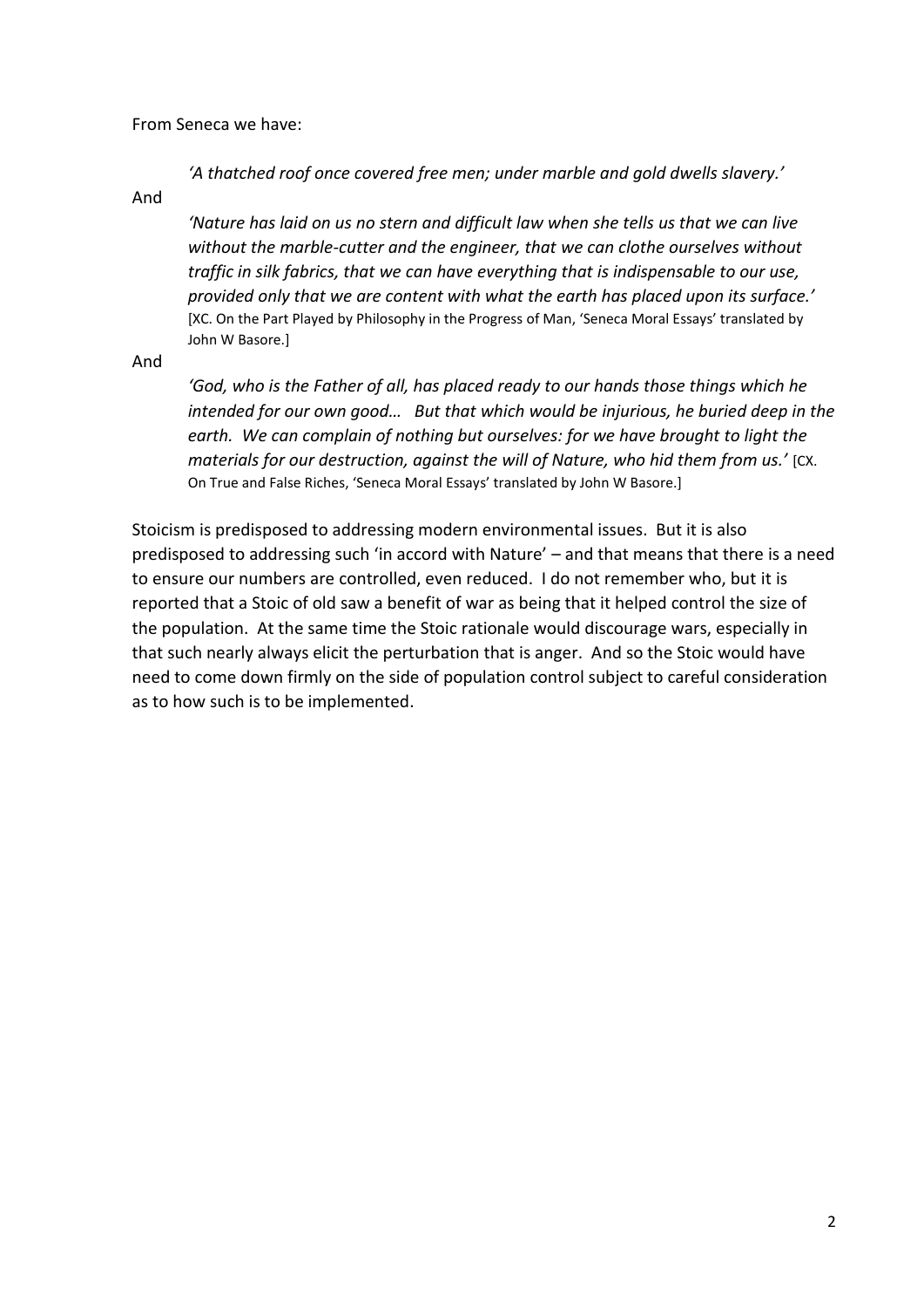From Seneca we have:

> *'A thatched roof once covered free men; under marble and gold dwells slavery.'*

And

> *'Nature has laid on us no stern and difficult law when she tells us that we can live without the marble-cutter and the engineer, that we can clothe ourselves without traffic in silk fabrics, that we can have everything that is indispensable to our use, provided only that we are content with what the earth has placed upon its surface.'* [XC. On the Part Played by Philosophy in the Progress of Man, 'Seneca Moral Essays' translated by John W Basore.]

And

> *'God, who is the Father of all, has placed ready to our hands those things which he intended for our own good… But that which would be injurious, he buried deep in the earth. We can complain of nothing but ourselves: for we have brought to light the materials for our destruction, against the will of Nature, who hid them from us.'* [CX. On True and False Riches, 'Seneca Moral Essays' translated by John W Basore.]

Stoicism is predisposed to addressing modern environmental issues. But it is also predisposed to addressing such 'in accord with Nature' – and that means that there is a need to ensure our numbers are controlled, even reduced. I do not remember who, but it is reported that a Stoic of old saw a benefit of war as being that it helped control the size of the population. At the same time the Stoic rationale would discourage wars, especially in that such nearly always elicit the perturbation that is anger. And so the Stoic would have need to come down firmly on the side of population control subject to careful consideration as to how such is to be implemented.